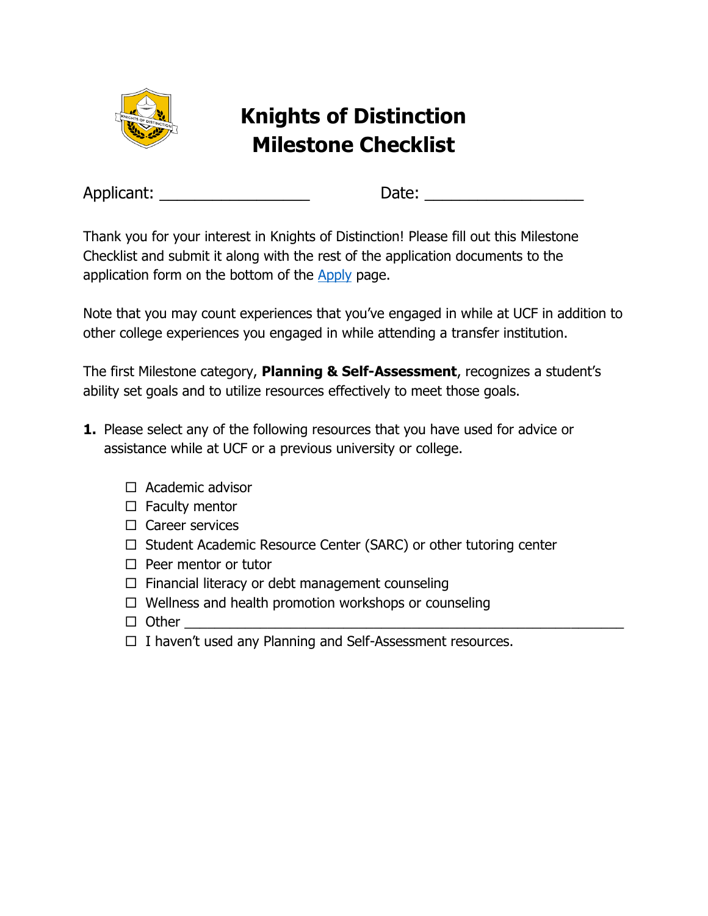# Knights of Distinction Milestone Checklist

Applicant: ________________  Date: __________________

Thank you for your interest in Knights of Distinction! Please fill out this Milestone Checklist and submit it along with the rest of the application documents to the application form on the bottom of the Apply page.

Note that you may count experiences that you've engaged in while at UCF in addition to other college experiences you engaged in while attending a transfer institution.

The first Milestone category, **Planning & Self-Assessment**, recognizes a student's ability set goals and to utilize resources effectively to meet those goals.

**1.** Please select any of the following resources that you have used for advice or assistance while at UCF or a previous university or college.

- ☐ Academic advisor
- ☐ Faculty mentor
- ☐ Career services
- ☐ Student Academic Resource Center (SARC) or other tutoring center
- ☐ Peer mentor or tutor
- ☐ Financial literacy or debt management counseling
- ☐ Wellness and health promotion workshops or counseling
- ☐ Other ____________________________________________________
- ☐ I haven't used any Planning and Self-Assessment resources.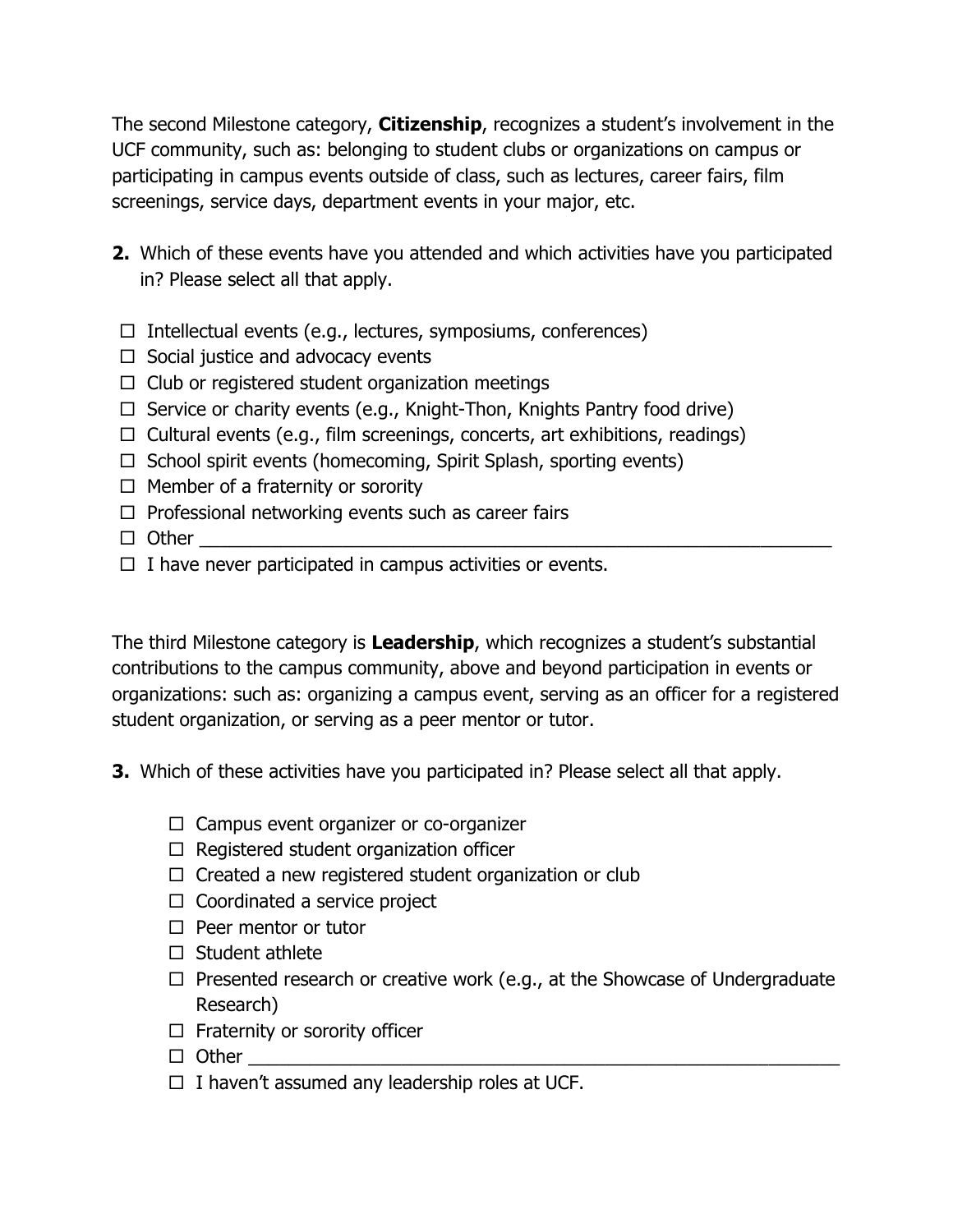The second Milestone category, **Citizenship**, recognizes a student's involvement in the UCF community, such as: belonging to student clubs or organizations on campus or participating in campus events outside of class, such as lectures, career fairs, film screenings, service days, department events in your major, etc.

**2.** Which of these events have you attended and which activities have you participated in? Please select all that apply.

- ☐ Intellectual events (e.g., lectures, symposiums, conferences)
- ☐ Social justice and advocacy events
- ☐ Club or registered student organization meetings
- ☐ Service or charity events (e.g., Knight-Thon, Knights Pantry food drive)
- ☐ Cultural events (e.g., film screenings, concerts, art exhibitions, readings)
- ☐ School spirit events (homecoming, Spirit Splash, sporting events)
- ☐ Member of a fraternity or sorority
- ☐ Professional networking events such as career fairs
- ☐ Other ____________________________________________________________
- ☐ I have never participated in campus activities or events.

The third Milestone category is **Leadership**, which recognizes a student's substantial contributions to the campus community, above and beyond participation in events or organizations: such as: organizing a campus event, serving as an officer for a registered student organization, or serving as a peer mentor or tutor.

**3.** Which of these activities have you participated in? Please select all that apply.

- ☐ Campus event organizer or co-organizer
- ☐ Registered student organization officer
- ☐ Created a new registered student organization or club
- ☐ Coordinated a service project
- ☐ Peer mentor or tutor
- ☐ Student athlete
- ☐ Presented research or creative work (e.g., at the Showcase of Undergraduate Research)
- ☐ Fraternity or sorority officer
- ☐ Other ____________________________________________________________
- ☐ I haven't assumed any leadership roles at UCF.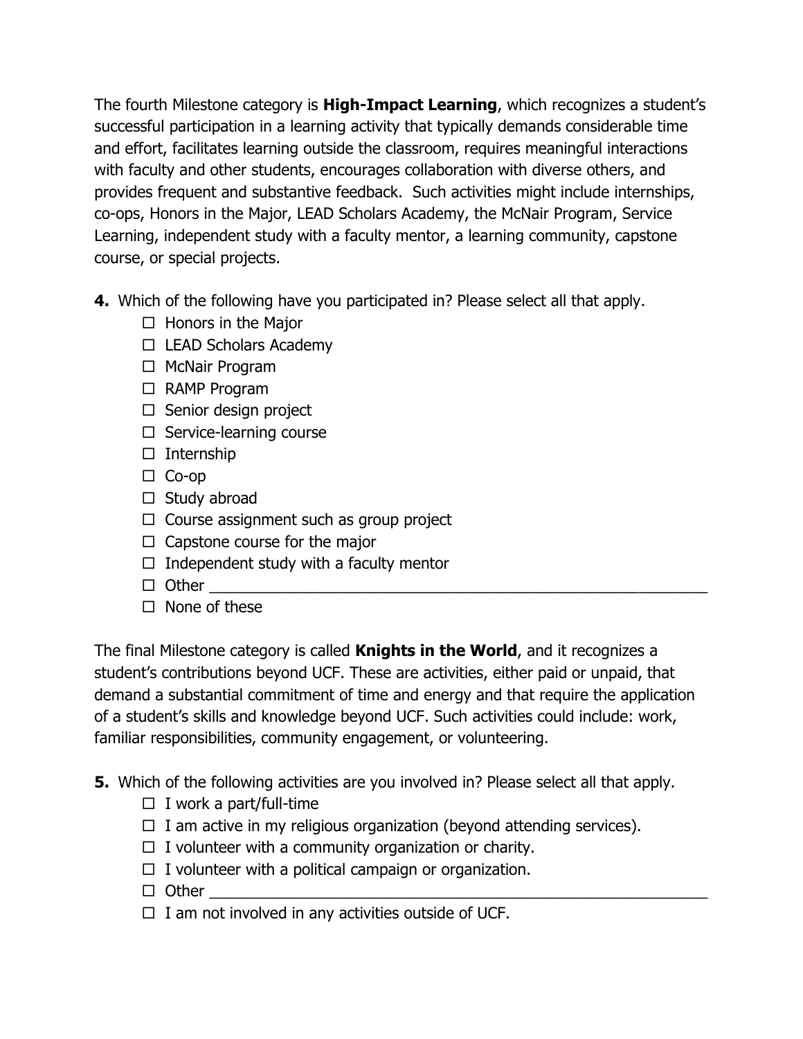The fourth Milestone category is **High-Impact Learning**, which recognizes a student's successful participation in a learning activity that typically demands considerable time and effort, facilitates learning outside the classroom, requires meaningful interactions with faculty and other students, encourages collaboration with diverse others, and provides frequent and substantive feedback. Such activities might include internships, co-ops, Honors in the Major, LEAD Scholars Academy, the McNair Program, Service Learning, independent study with a faculty mentor, a learning community, capstone course, or special projects.

**4.** Which of the following have you participated in? Please select all that apply.

- ☐ Honors in the Major
- ☐ LEAD Scholars Academy
- ☐ McNair Program
- ☐ RAMP Program
- ☐ Senior design project
- ☐ Service-learning course
- ☐ Internship
- ☐ Co-op
- ☐ Study abroad
- ☐ Course assignment such as group project
- ☐ Capstone course for the major
- ☐ Independent study with a faculty mentor
- ☐ Other ___________________________________________________________
- ☐ None of these

The final Milestone category is called **Knights in the World**, and it recognizes a student's contributions beyond UCF. These are activities, either paid or unpaid, that demand a substantial commitment of time and energy and that require the application of a student's skills and knowledge beyond UCF. Such activities could include: work, familiar responsibilities, community engagement, or volunteering.

**5.** Which of the following activities are you involved in? Please select all that apply.

- ☐ I work a part/full-time
- ☐ I am active in my religious organization (beyond attending services).
- ☐ I volunteer with a community organization or charity.
- ☐ I volunteer with a political campaign or organization.
- ☐ Other ___________________________________________________________
- ☐ I am not involved in any activities outside of UCF.